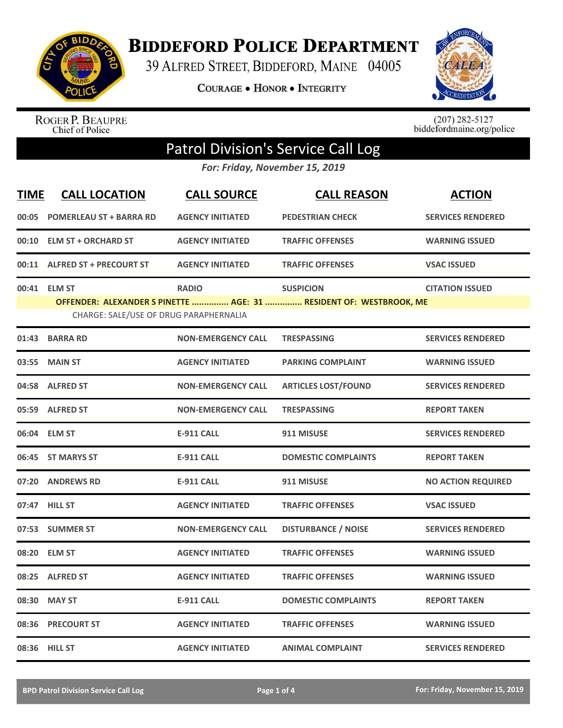# Biddeford Police Department

39 Alfred Street, Biddeford, Maine 04005

Courage • Honor • Integrity

Roger P. Beaupre
Chief of Police

(207) 282-5127
biddefordmaine.org/police

## Patrol Division's Service Call Log

*For: Friday, November 15, 2019*

| TIME | CALL LOCATION | CALL SOURCE | CALL REASON | ACTION |
|---|---|---|---|---|
| 00:05 | POMERLEAU ST + BARRA RD | AGENCY INITIATED | PEDESTRIAN CHECK | SERVICES RENDERED |
| 00:10 | ELM ST + ORCHARD ST | AGENCY INITIATED | TRAFFIC OFFENSES | WARNING ISSUED |
| 00:11 | ALFRED ST + PRECOURT ST | AGENCY INITIATED | TRAFFIC OFFENSES | VSAC ISSUED |
| 00:41 | ELM ST | RADIO | SUSPICION | CITATION ISSUED |
| | OFFENDER: ALEXANDER S PINETTE ............... AGE: 31 ............... RESIDENT OF: WESTBROOK, ME | | | |
| | CHARGE: SALE/USE OF DRUG PARAPHERNALIA | | | |
| 01:43 | BARRA RD | NON-EMERGENCY CALL | TRESPASSING | SERVICES RENDERED |
| 03:55 | MAIN ST | AGENCY INITIATED | PARKING COMPLAINT | WARNING ISSUED |
| 04:58 | ALFRED ST | NON-EMERGENCY CALL | ARTICLES LOST/FOUND | SERVICES RENDERED |
| 05:59 | ALFRED ST | NON-EMERGENCY CALL | TRESPASSING | REPORT TAKEN |
| 06:04 | ELM ST | E-911 CALL | 911 MISUSE | SERVICES RENDERED |
| 06:45 | ST MARYS ST | E-911 CALL | DOMESTIC COMPLAINTS | REPORT TAKEN |
| 07:20 | ANDREWS RD | E-911 CALL | 911 MISUSE | NO ACTION REQUIRED |
| 07:47 | HILL ST | AGENCY INITIATED | TRAFFIC OFFENSES | VSAC ISSUED |
| 07:53 | SUMMER ST | NON-EMERGENCY CALL | DISTURBANCE / NOISE | SERVICES RENDERED |
| 08:20 | ELM ST | AGENCY INITIATED | TRAFFIC OFFENSES | WARNING ISSUED |
| 08:25 | ALFRED ST | AGENCY INITIATED | TRAFFIC OFFENSES | WARNING ISSUED |
| 08:30 | MAY ST | E-911 CALL | DOMESTIC COMPLAINTS | REPORT TAKEN |
| 08:36 | PRECOURT ST | AGENCY INITIATED | TRAFFIC OFFENSES | WARNING ISSUED |
| 08:36 | HILL ST | AGENCY INITIATED | ANIMAL COMPLAINT | SERVICES RENDERED |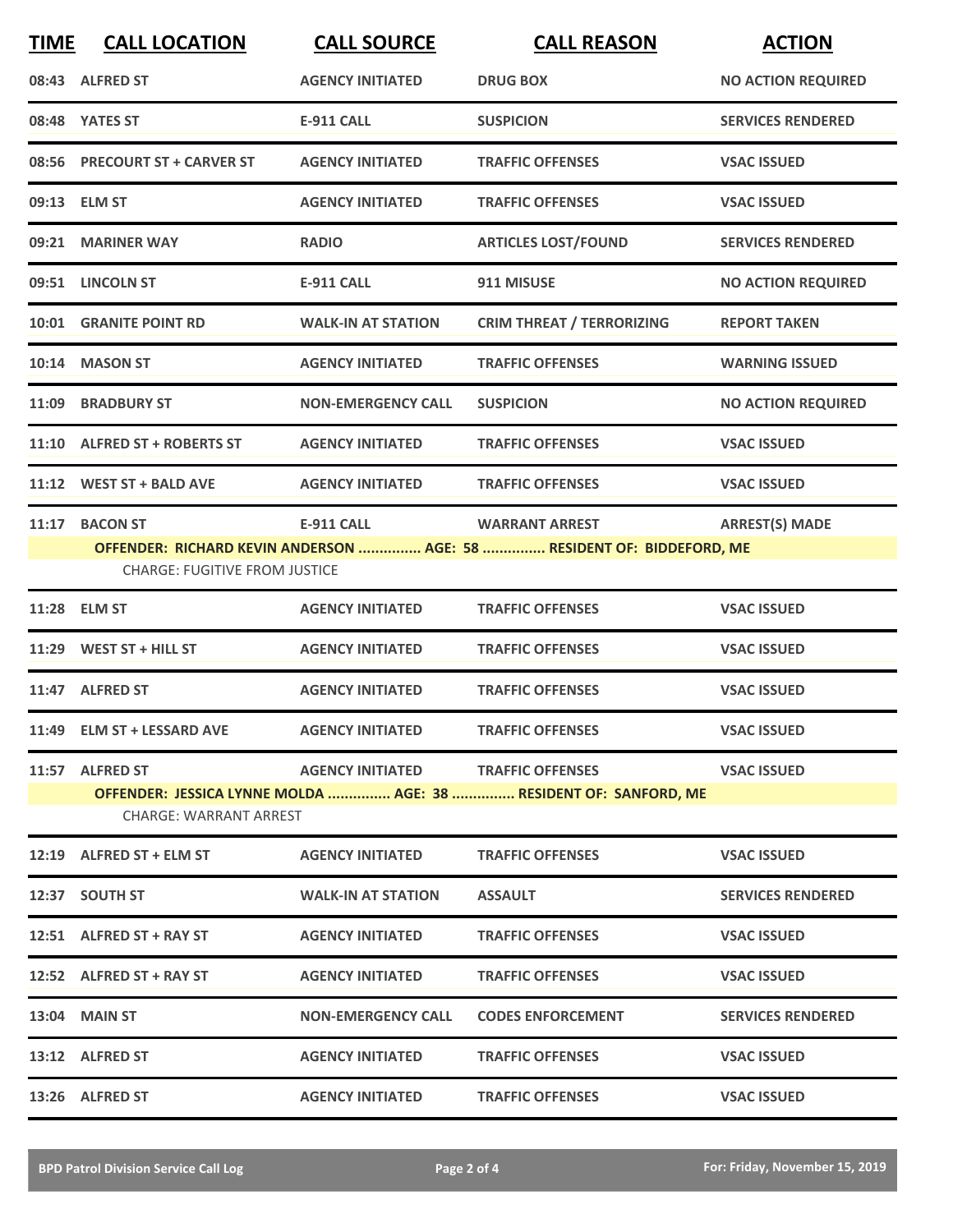| TIME | CALL LOCATION | CALL SOURCE | CALL REASON | ACTION |
|---|---|---|---|---|
| 08:43 | ALFRED ST | AGENCY INITIATED | DRUG BOX | NO ACTION REQUIRED |
| 08:48 | YATES ST | E-911 CALL | SUSPICION | SERVICES RENDERED |
| 08:56 | PRECOURT ST + CARVER ST | AGENCY INITIATED | TRAFFIC OFFENSES | VSAC ISSUED |
| 09:13 | ELM ST | AGENCY INITIATED | TRAFFIC OFFENSES | VSAC ISSUED |
| 09:21 | MARINER WAY | RADIO | ARTICLES LOST/FOUND | SERVICES RENDERED |
| 09:51 | LINCOLN ST | E-911 CALL | 911 MISUSE | NO ACTION REQUIRED |
| 10:01 | GRANITE POINT RD | WALK-IN AT STATION | CRIM THREAT / TERRORIZING | REPORT TAKEN |
| 10:14 | MASON ST | AGENCY INITIATED | TRAFFIC OFFENSES | WARNING ISSUED |
| 11:09 | BRADBURY ST | NON-EMERGENCY CALL | SUSPICION | NO ACTION REQUIRED |
| 11:10 | ALFRED ST + ROBERTS ST | AGENCY INITIATED | TRAFFIC OFFENSES | VSAC ISSUED |
| 11:12 | WEST ST + BALD AVE | AGENCY INITIATED | TRAFFIC OFFENSES | VSAC ISSUED |
| 11:17 | BACON ST | E-911 CALL | WARRANT ARREST | ARREST(S) MADE |

**OFFENDER: RICHARD KEVIN ANDERSON ............... AGE: 58 ............... RESIDENT OF: BIDDEFORD, ME**

CHARGE: FUGITIVE FROM JUSTICE

| TIME | CALL LOCATION | CALL SOURCE | CALL REASON | ACTION |
|---|---|---|---|---|
| 11:28 | ELM ST | AGENCY INITIATED | TRAFFIC OFFENSES | VSAC ISSUED |
| 11:29 | WEST ST + HILL ST | AGENCY INITIATED | TRAFFIC OFFENSES | VSAC ISSUED |
| 11:47 | ALFRED ST | AGENCY INITIATED | TRAFFIC OFFENSES | VSAC ISSUED |
| 11:49 | ELM ST + LESSARD AVE | AGENCY INITIATED | TRAFFIC OFFENSES | VSAC ISSUED |
| 11:57 | ALFRED ST | AGENCY INITIATED | TRAFFIC OFFENSES | VSAC ISSUED |

**OFFENDER: JESSICA LYNNE MOLDA ............... AGE: 38 ............... RESIDENT OF: SANFORD, ME**

CHARGE: WARRANT ARREST

| TIME | CALL LOCATION | CALL SOURCE | CALL REASON | ACTION |
|---|---|---|---|---|
| 12:19 | ALFRED ST + ELM ST | AGENCY INITIATED | TRAFFIC OFFENSES | VSAC ISSUED |
| 12:37 | SOUTH ST | WALK-IN AT STATION | ASSAULT | SERVICES RENDERED |
| 12:51 | ALFRED ST + RAY ST | AGENCY INITIATED | TRAFFIC OFFENSES | VSAC ISSUED |
| 12:52 | ALFRED ST + RAY ST | AGENCY INITIATED | TRAFFIC OFFENSES | VSAC ISSUED |
| 13:04 | MAIN ST | NON-EMERGENCY CALL | CODES ENFORCEMENT | SERVICES RENDERED |
| 13:12 | ALFRED ST | AGENCY INITIATED | TRAFFIC OFFENSES | VSAC ISSUED |
| 13:26 | ALFRED ST | AGENCY INITIATED | TRAFFIC OFFENSES | VSAC ISSUED |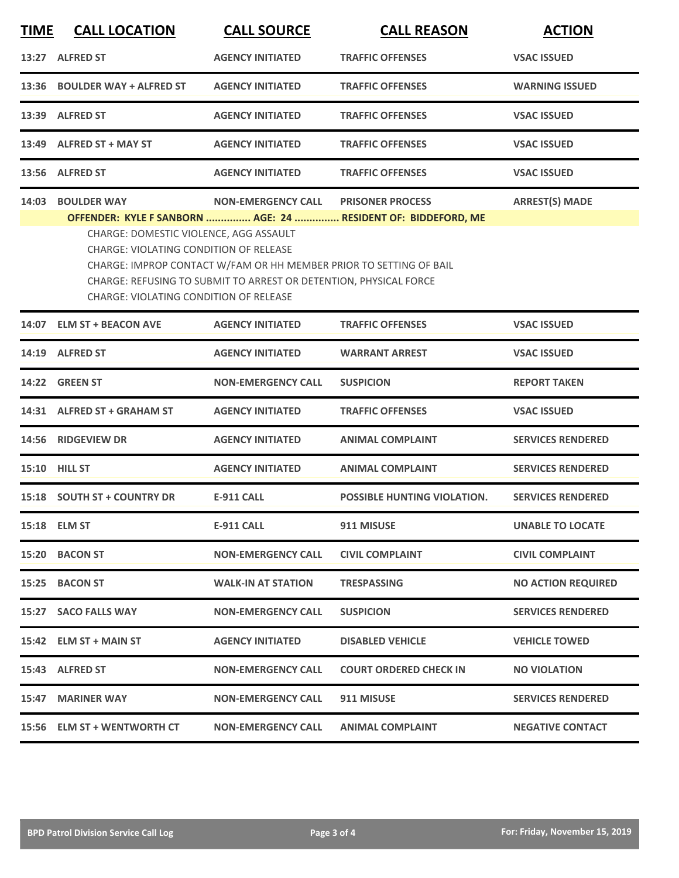| TIME | CALL LOCATION | CALL SOURCE | CALL REASON | ACTION |
|---|---|---|---|---|
| 13:27 | ALFRED ST | AGENCY INITIATED | TRAFFIC OFFENSES | VSAC ISSUED |
| 13:36 | BOULDER WAY + ALFRED ST | AGENCY INITIATED | TRAFFIC OFFENSES | WARNING ISSUED |
| 13:39 | ALFRED ST | AGENCY INITIATED | TRAFFIC OFFENSES | VSAC ISSUED |
| 13:49 | ALFRED ST + MAY ST | AGENCY INITIATED | TRAFFIC OFFENSES | VSAC ISSUED |
| 13:56 | ALFRED ST | AGENCY INITIATED | TRAFFIC OFFENSES | VSAC ISSUED |
| 14:03 | BOULDER WAY | NON-EMERGENCY CALL | PRISONER PROCESS | ARREST(S) MADE |
| | OFFENDER: KYLE F SANBORN ............... AGE: 24 ............... RESIDENT OF: BIDDEFORD, ME<br>CHARGE: DOMESTIC VIOLENCE, AGG ASSAULT<br>CHARGE: VIOLATING CONDITION OF RELEASE<br>CHARGE: IMPROP CONTACT W/FAM OR HH MEMBER PRIOR TO SETTING OF BAIL<br>CHARGE: REFUSING TO SUBMIT TO ARREST OR DETENTION, PHYSICAL FORCE<br>CHARGE: VIOLATING CONDITION OF RELEASE | | | |
| 14:07 | ELM ST + BEACON AVE | AGENCY INITIATED | TRAFFIC OFFENSES | VSAC ISSUED |
| 14:19 | ALFRED ST | AGENCY INITIATED | WARRANT ARREST | VSAC ISSUED |
| 14:22 | GREEN ST | NON-EMERGENCY CALL | SUSPICION | REPORT TAKEN |
| 14:31 | ALFRED ST + GRAHAM ST | AGENCY INITIATED | TRAFFIC OFFENSES | VSAC ISSUED |
| 14:56 | RIDGEVIEW DR | AGENCY INITIATED | ANIMAL COMPLAINT | SERVICES RENDERED |
| 15:10 | HILL ST | AGENCY INITIATED | ANIMAL COMPLAINT | SERVICES RENDERED |
| 15:18 | SOUTH ST + COUNTRY DR | E-911 CALL | POSSIBLE HUNTING VIOLATION. | SERVICES RENDERED |
| 15:18 | ELM ST | E-911 CALL | 911 MISUSE | UNABLE TO LOCATE |
| 15:20 | BACON ST | NON-EMERGENCY CALL | CIVIL COMPLAINT | CIVIL COMPLAINT |
| 15:25 | BACON ST | WALK-IN AT STATION | TRESPASSING | NO ACTION REQUIRED |
| 15:27 | SACO FALLS WAY | NON-EMERGENCY CALL | SUSPICION | SERVICES RENDERED |
| 15:42 | ELM ST + MAIN ST | AGENCY INITIATED | DISABLED VEHICLE | VEHICLE TOWED |
| 15:43 | ALFRED ST | NON-EMERGENCY CALL | COURT ORDERED CHECK IN | NO VIOLATION |
| 15:47 | MARINER WAY | NON-EMERGENCY CALL | 911 MISUSE | SERVICES RENDERED |
| 15:56 | ELM ST + WENTWORTH CT | NON-EMERGENCY CALL | ANIMAL COMPLAINT | NEGATIVE CONTACT |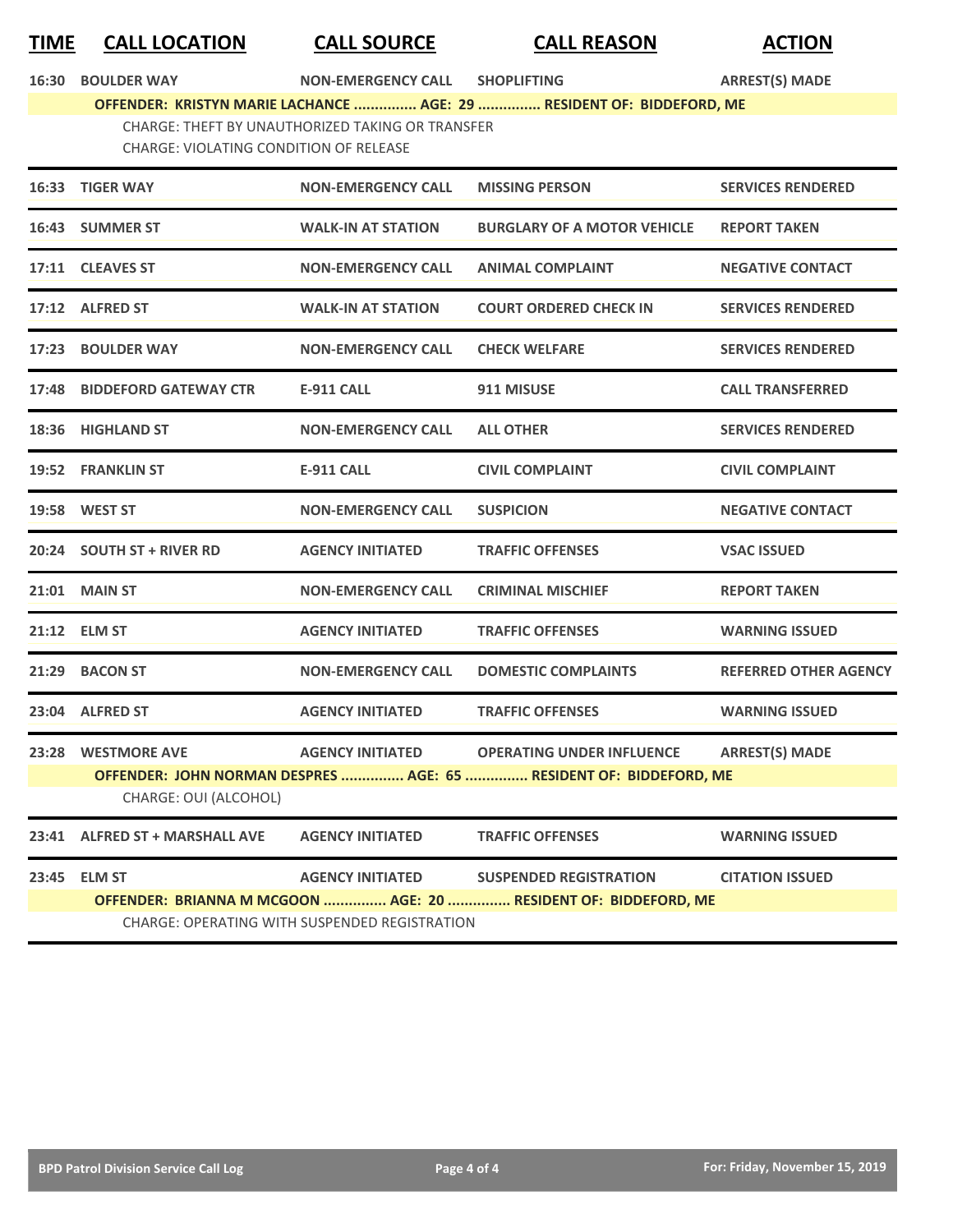| TIME | CALL LOCATION | CALL SOURCE | CALL REASON | ACTION |
|---|---|---|---|---|
| 16:30 | BOULDER WAY | NON-EMERGENCY CALL | SHOPLIFTING | ARREST(S) MADE |
| | OFFENDER: KRISTYN MARIE LACHANCE ............... AGE: 29 ............... RESIDENT OF: BIDDEFORD, ME | | | |
| | CHARGE: THEFT BY UNAUTHORIZED TAKING OR TRANSFER | | | |
| | CHARGE: VIOLATING CONDITION OF RELEASE | | | |
| 16:33 | TIGER WAY | NON-EMERGENCY CALL | MISSING PERSON | SERVICES RENDERED |
| 16:43 | SUMMER ST | WALK-IN AT STATION | BURGLARY OF A MOTOR VEHICLE | REPORT TAKEN |
| 17:11 | CLEAVES ST | NON-EMERGENCY CALL | ANIMAL COMPLAINT | NEGATIVE CONTACT |
| 17:12 | ALFRED ST | WALK-IN AT STATION | COURT ORDERED CHECK IN | SERVICES RENDERED |
| 17:23 | BOULDER WAY | NON-EMERGENCY CALL | CHECK WELFARE | SERVICES RENDERED |
| 17:48 | BIDDEFORD GATEWAY CTR | E-911 CALL | 911 MISUSE | CALL TRANSFERRED |
| 18:36 | HIGHLAND ST | NON-EMERGENCY CALL | ALL OTHER | SERVICES RENDERED |
| 19:52 | FRANKLIN ST | E-911 CALL | CIVIL COMPLAINT | CIVIL COMPLAINT |
| 19:58 | WEST ST | NON-EMERGENCY CALL | SUSPICION | NEGATIVE CONTACT |
| 20:24 | SOUTH ST + RIVER RD | AGENCY INITIATED | TRAFFIC OFFENSES | VSAC ISSUED |
| 21:01 | MAIN ST | NON-EMERGENCY CALL | CRIMINAL MISCHIEF | REPORT TAKEN |
| 21:12 | ELM ST | AGENCY INITIATED | TRAFFIC OFFENSES | WARNING ISSUED |
| 21:29 | BACON ST | NON-EMERGENCY CALL | DOMESTIC COMPLAINTS | REFERRED OTHER AGENCY |
| 23:04 | ALFRED ST | AGENCY INITIATED | TRAFFIC OFFENSES | WARNING ISSUED |
| 23:28 | WESTMORE AVE | AGENCY INITIATED | OPERATING UNDER INFLUENCE | ARREST(S) MADE |
| | OFFENDER: JOHN NORMAN DESPRES ............... AGE: 65 ............... RESIDENT OF: BIDDEFORD, ME | | | |
| | CHARGE: OUI (ALCOHOL) | | | |
| 23:41 | ALFRED ST + MARSHALL AVE | AGENCY INITIATED | TRAFFIC OFFENSES | WARNING ISSUED |
| 23:45 | ELM ST | AGENCY INITIATED | SUSPENDED REGISTRATION | CITATION ISSUED |
| | OFFENDER: BRIANNA M MCGOON ............... AGE: 20 ............... RESIDENT OF: BIDDEFORD, ME | | | |
| | CHARGE: OPERATING WITH SUSPENDED REGISTRATION | | | |